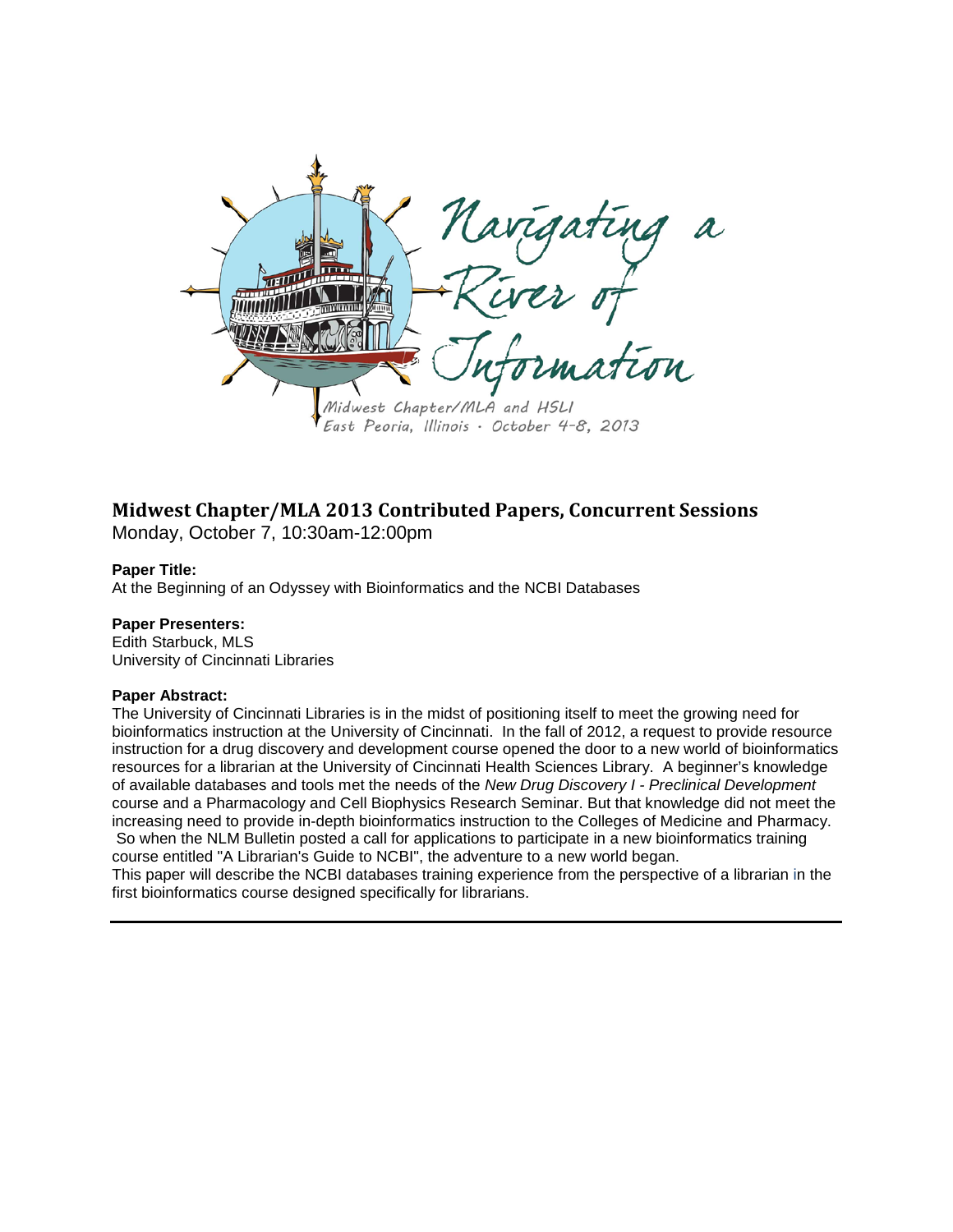Navigating a River of Information

Midwest Chapter/MLA and HSLI
East Peoria, Illinois · October 4-8, 2013

## Midwest Chapter/MLA 2013 Contributed Papers, Concurrent Sessions

Monday, October 7, 10:30am-12:00pm

**Paper Title:**
At the Beginning of an Odyssey with Bioinformatics and the NCBI Databases

**Paper Presenters:**
Edith Starbuck, MLS
University of Cincinnati Libraries

**Paper Abstract:**
The University of Cincinnati Libraries is in the midst of positioning itself to meet the growing need for bioinformatics instruction at the University of Cincinnati. In the fall of 2012, a request to provide resource instruction for a drug discovery and development course opened the door to a new world of bioinformatics resources for a librarian at the University of Cincinnati Health Sciences Library. A beginner's knowledge of available databases and tools met the needs of the *New Drug Discovery I - Preclinical Development* course and a Pharmacology and Cell Biophysics Research Seminar. But that knowledge did not meet the increasing need to provide in-depth bioinformatics instruction to the Colleges of Medicine and Pharmacy. So when the NLM Bulletin posted a call for applications to participate in a new bioinformatics training course entitled "A Librarian's Guide to NCBI", the adventure to a new world began.
This paper will describe the NCBI databases training experience from the perspective of a librarian in the first bioinformatics course designed specifically for librarians.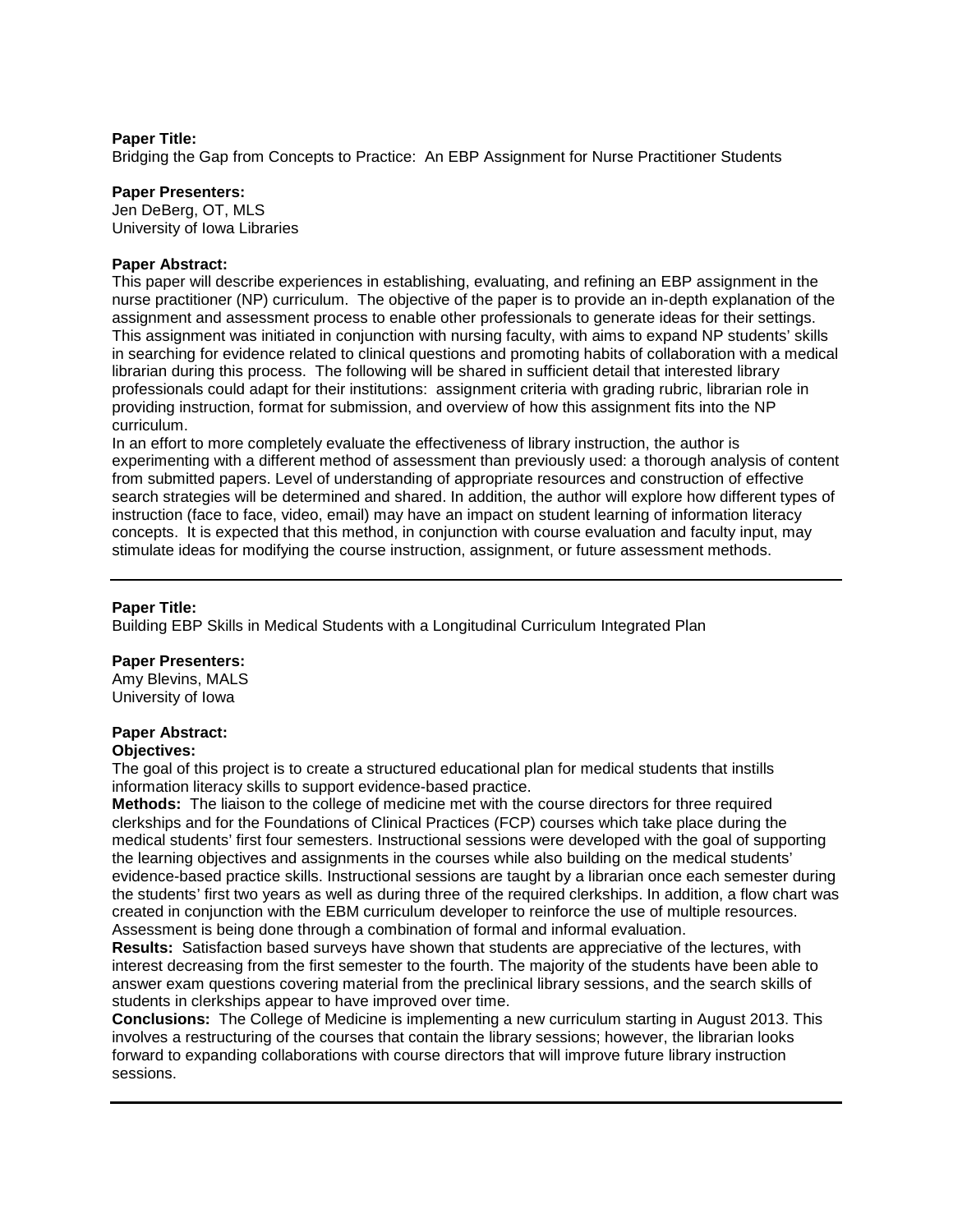**Paper Title:**
Bridging the Gap from Concepts to Practice: An EBP Assignment for Nurse Practitioner Students

**Paper Presenters:**
Jen DeBerg, OT, MLS
University of Iowa Libraries

**Paper Abstract:**
This paper will describe experiences in establishing, evaluating, and refining an EBP assignment in the nurse practitioner (NP) curriculum. The objective of the paper is to provide an in-depth explanation of the assignment and assessment process to enable other professionals to generate ideas for their settings. This assignment was initiated in conjunction with nursing faculty, with aims to expand NP students' skills in searching for evidence related to clinical questions and promoting habits of collaboration with a medical librarian during this process. The following will be shared in sufficient detail that interested library professionals could adapt for their institutions: assignment criteria with grading rubric, librarian role in providing instruction, format for submission, and overview of how this assignment fits into the NP curriculum.

In an effort to more completely evaluate the effectiveness of library instruction, the author is experimenting with a different method of assessment than previously used: a thorough analysis of content from submitted papers. Level of understanding of appropriate resources and construction of effective search strategies will be determined and shared. In addition, the author will explore how different types of instruction (face to face, video, email) may have an impact on student learning of information literacy concepts. It is expected that this method, in conjunction with course evaluation and faculty input, may stimulate ideas for modifying the course instruction, assignment, or future assessment methods.

---

**Paper Title:**
Building EBP Skills in Medical Students with a Longitudinal Curriculum Integrated Plan

**Paper Presenters:**
Amy Blevins, MALS
University of Iowa

**Paper Abstract:**

**Objectives:**
The goal of this project is to create a structured educational plan for medical students that instills information literacy skills to support evidence-based practice.

**Methods:** The liaison to the college of medicine met with the course directors for three required clerkships and for the Foundations of Clinical Practices (FCP) courses which take place during the medical students' first four semesters. Instructional sessions were developed with the goal of supporting the learning objectives and assignments in the courses while also building on the medical students' evidence-based practice skills. Instructional sessions are taught by a librarian once each semester during the students' first two years as well as during three of the required clerkships. In addition, a flow chart was created in conjunction with the EBM curriculum developer to reinforce the use of multiple resources. Assessment is being done through a combination of formal and informal evaluation.

**Results:** Satisfaction based surveys have shown that students are appreciative of the lectures, with interest decreasing from the first semester to the fourth. The majority of the students have been able to answer exam questions covering material from the preclinical library sessions, and the search skills of students in clerkships appear to have improved over time.

**Conclusions:** The College of Medicine is implementing a new curriculum starting in August 2013. This involves a restructuring of the courses that contain the library sessions; however, the librarian looks forward to expanding collaborations with course directors that will improve future library instruction sessions.

---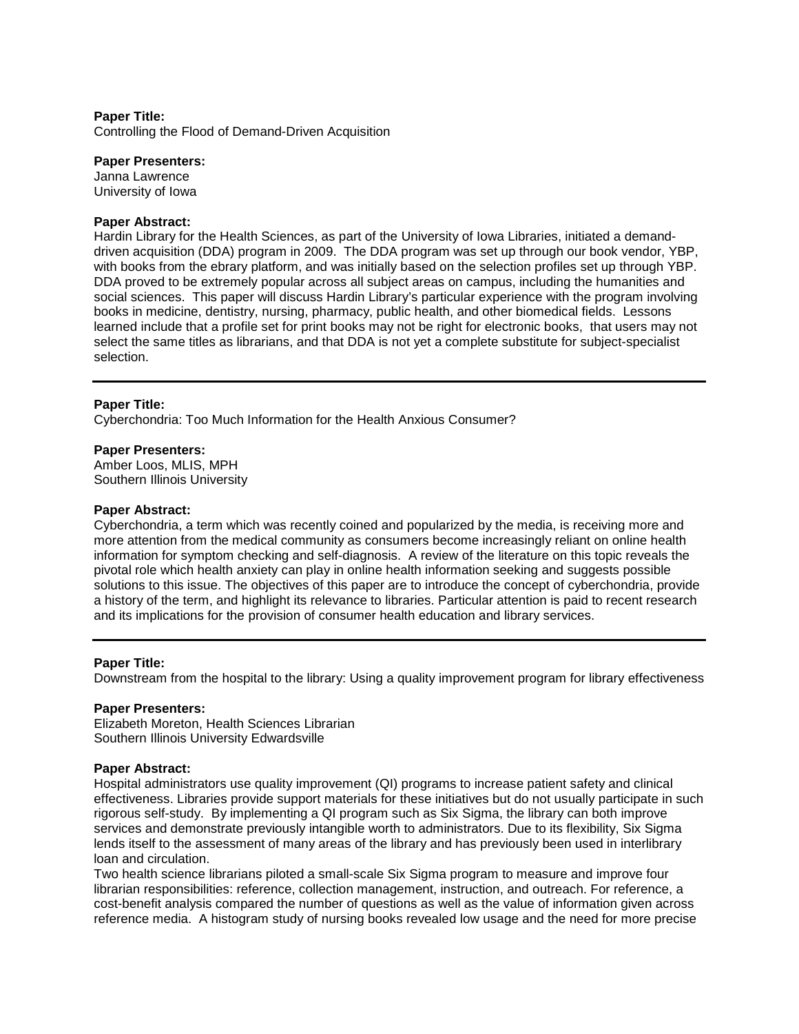**Paper Title:**
Controlling the Flood of Demand-Driven Acquisition

**Paper Presenters:**
Janna Lawrence
University of Iowa

**Paper Abstract:**
Hardin Library for the Health Sciences, as part of the University of Iowa Libraries, initiated a demand-driven acquisition (DDA) program in 2009. The DDA program was set up through our book vendor, YBP, with books from the ebrary platform, and was initially based on the selection profiles set up through YBP. DDA proved to be extremely popular across all subject areas on campus, including the humanities and social sciences. This paper will discuss Hardin Library's particular experience with the program involving books in medicine, dentistry, nursing, pharmacy, public health, and other biomedical fields. Lessons learned include that a profile set for print books may not be right for electronic books, that users may not select the same titles as librarians, and that DDA is not yet a complete substitute for subject-specialist selection.

---

**Paper Title:**
Cyberchondria: Too Much Information for the Health Anxious Consumer?

**Paper Presenters:**
Amber Loos, MLIS, MPH
Southern Illinois University

**Paper Abstract:**
Cyberchondria, a term which was recently coined and popularized by the media, is receiving more and more attention from the medical community as consumers become increasingly reliant on online health information for symptom checking and self-diagnosis. A review of the literature on this topic reveals the pivotal role which health anxiety can play in online health information seeking and suggests possible solutions to this issue. The objectives of this paper are to introduce the concept of cyberchondria, provide a history of the term, and highlight its relevance to libraries. Particular attention is paid to recent research and its implications for the provision of consumer health education and library services.

---

**Paper Title:**
Downstream from the hospital to the library: Using a quality improvement program for library effectiveness

**Paper Presenters:**
Elizabeth Moreton, Health Sciences Librarian
Southern Illinois University Edwardsville

**Paper Abstract:**
Hospital administrators use quality improvement (QI) programs to increase patient safety and clinical effectiveness. Libraries provide support materials for these initiatives but do not usually participate in such rigorous self-study. By implementing a QI program such as Six Sigma, the library can both improve services and demonstrate previously intangible worth to administrators. Due to its flexibility, Six Sigma lends itself to the assessment of many areas of the library and has previously been used in interlibrary loan and circulation.
Two health science librarians piloted a small-scale Six Sigma program to measure and improve four librarian responsibilities: reference, collection management, instruction, and outreach. For reference, a cost-benefit analysis compared the number of questions as well as the value of information given across reference media. A histogram study of nursing books revealed low usage and the need for more precise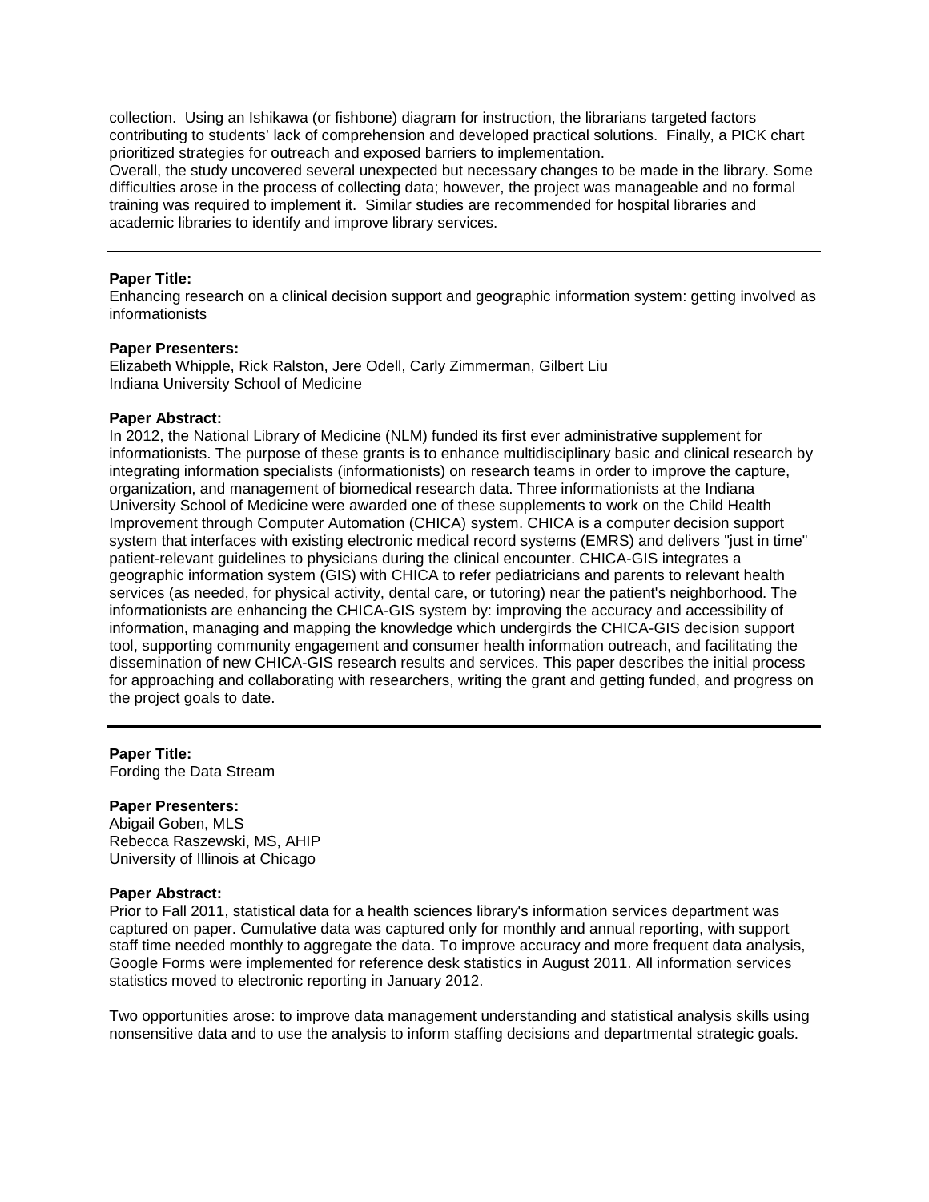collection. Using an Ishikawa (or fishbone) diagram for instruction, the librarians targeted factors contributing to students' lack of comprehension and developed practical solutions. Finally, a PICK chart prioritized strategies for outreach and exposed barriers to implementation.
Overall, the study uncovered several unexpected but necessary changes to be made in the library. Some difficulties arose in the process of collecting data; however, the project was manageable and no formal training was required to implement it. Similar studies are recommended for hospital libraries and academic libraries to identify and improve library services.

---

**Paper Title:**
Enhancing research on a clinical decision support and geographic information system: getting involved as informationists

**Paper Presenters:**
Elizabeth Whipple, Rick Ralston, Jere Odell, Carly Zimmerman, Gilbert Liu
Indiana University School of Medicine

**Paper Abstract:**
In 2012, the National Library of Medicine (NLM) funded its first ever administrative supplement for informationists. The purpose of these grants is to enhance multidisciplinary basic and clinical research by integrating information specialists (informationists) on research teams in order to improve the capture, organization, and management of biomedical research data. Three informationists at the Indiana University School of Medicine were awarded one of these supplements to work on the Child Health Improvement through Computer Automation (CHICA) system. CHICA is a computer decision support system that interfaces with existing electronic medical record systems (EMRS) and delivers "just in time" patient-relevant guidelines to physicians during the clinical encounter. CHICA-GIS integrates a geographic information system (GIS) with CHICA to refer pediatricians and parents to relevant health services (as needed, for physical activity, dental care, or tutoring) near the patient's neighborhood. The informationists are enhancing the CHICA-GIS system by: improving the accuracy and accessibility of information, managing and mapping the knowledge which undergirds the CHICA-GIS decision support tool, supporting community engagement and consumer health information outreach, and facilitating the dissemination of new CHICA-GIS research results and services. This paper describes the initial process for approaching and collaborating with researchers, writing the grant and getting funded, and progress on the project goals to date.

---

**Paper Title:**
Fording the Data Stream

**Paper Presenters:**
Abigail Goben, MLS
Rebecca Raszewski, MS, AHIP
University of Illinois at Chicago

**Paper Abstract:**
Prior to Fall 2011, statistical data for a health sciences library's information services department was captured on paper. Cumulative data was captured only for monthly and annual reporting, with support staff time needed monthly to aggregate the data. To improve accuracy and more frequent data analysis, Google Forms were implemented for reference desk statistics in August 2011. All information services statistics moved to electronic reporting in January 2012.

Two opportunities arose: to improve data management understanding and statistical analysis skills using nonsensitive data and to use the analysis to inform staffing decisions and departmental strategic goals.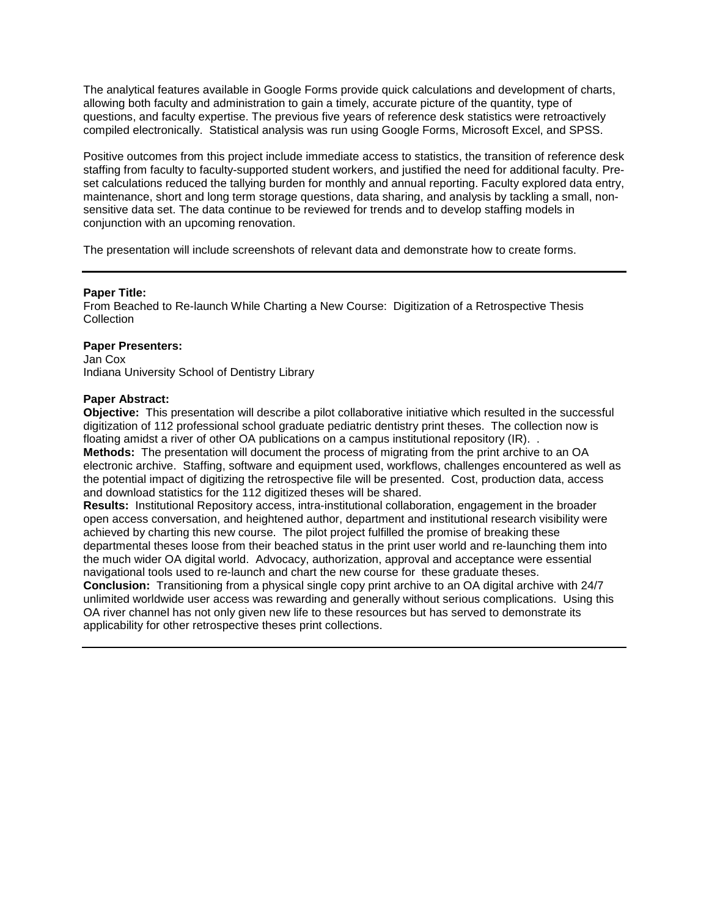The analytical features available in Google Forms provide quick calculations and development of charts, allowing both faculty and administration to gain a timely, accurate picture of the quantity, type of questions, and faculty expertise. The previous five years of reference desk statistics were retroactively compiled electronically. Statistical analysis was run using Google Forms, Microsoft Excel, and SPSS.

Positive outcomes from this project include immediate access to statistics, the transition of reference desk staffing from faculty to faculty-supported student workers, and justified the need for additional faculty. Pre-set calculations reduced the tallying burden for monthly and annual reporting. Faculty explored data entry, maintenance, short and long term storage questions, data sharing, and analysis by tackling a small, non-sensitive data set. The data continue to be reviewed for trends and to develop staffing models in conjunction with an upcoming renovation.

The presentation will include screenshots of relevant data and demonstrate how to create forms.

---

**Paper Title:**
From Beached to Re-launch While Charting a New Course: Digitization of a Retrospective Thesis Collection

**Paper Presenters:**
Jan Cox
Indiana University School of Dentistry Library

**Paper Abstract:**
**Objective:** This presentation will describe a pilot collaborative initiative which resulted in the successful digitization of 112 professional school graduate pediatric dentistry print theses. The collection now is floating amidst a river of other OA publications on a campus institutional repository (IR). .
**Methods:** The presentation will document the process of migrating from the print archive to an OA electronic archive. Staffing, software and equipment used, workflows, challenges encountered as well as the potential impact of digitizing the retrospective file will be presented. Cost, production data, access and download statistics for the 112 digitized theses will be shared.
**Results:** Institutional Repository access, intra-institutional collaboration, engagement in the broader open access conversation, and heightened author, department and institutional research visibility were achieved by charting this new course. The pilot project fulfilled the promise of breaking these departmental theses loose from their beached status in the print user world and re-launching them into the much wider OA digital world. Advocacy, authorization, approval and acceptance were essential navigational tools used to re-launch and chart the new course for these graduate theses.
**Conclusion:** Transitioning from a physical single copy print archive to an OA digital archive with 24/7 unlimited worldwide user access was rewarding and generally without serious complications. Using this OA river channel has not only given new life to these resources but has served to demonstrate its applicability for other retrospective theses print collections.

---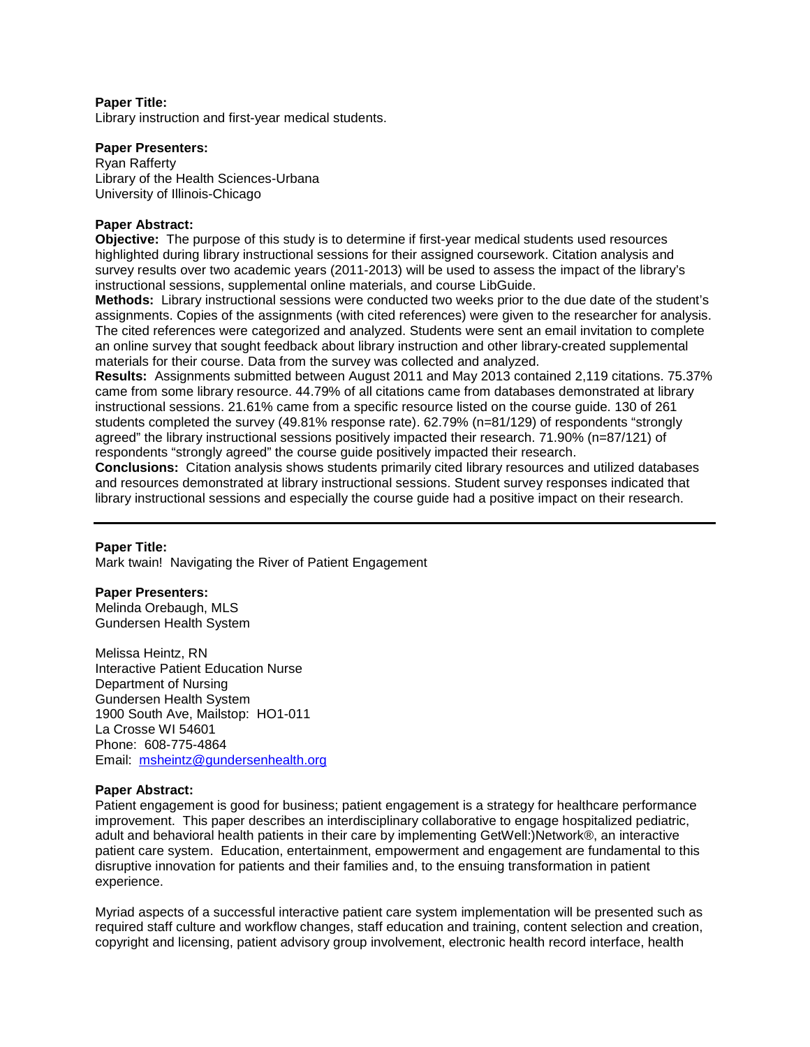**Paper Title:**
Library instruction and first-year medical students.

**Paper Presenters:**
Ryan Rafferty
Library of the Health Sciences-Urbana
University of Illinois-Chicago

**Paper Abstract:**
**Objective:** The purpose of this study is to determine if first-year medical students used resources highlighted during library instructional sessions for their assigned coursework. Citation analysis and survey results over two academic years (2011-2013) will be used to assess the impact of the library's instructional sessions, supplemental online materials, and course LibGuide.
**Methods:** Library instructional sessions were conducted two weeks prior to the due date of the student's assignments. Copies of the assignments (with cited references) were given to the researcher for analysis. The cited references were categorized and analyzed. Students were sent an email invitation to complete an online survey that sought feedback about library instruction and other library-created supplemental materials for their course. Data from the survey was collected and analyzed.
**Results:** Assignments submitted between August 2011 and May 2013 contained 2,119 citations. 75.37% came from some library resource. 44.79% of all citations came from databases demonstrated at library instructional sessions. 21.61% came from a specific resource listed on the course guide. 130 of 261 students completed the survey (49.81% response rate). 62.79% (n=81/129) of respondents "strongly agreed" the library instructional sessions positively impacted their research. 71.90% (n=87/121) of respondents "strongly agreed" the course guide positively impacted their research.
**Conclusions:** Citation analysis shows students primarily cited library resources and utilized databases and resources demonstrated at library instructional sessions. Student survey responses indicated that library instructional sessions and especially the course guide had a positive impact on their research.

---

**Paper Title:**
Mark twain! Navigating the River of Patient Engagement

**Paper Presenters:**
Melinda Orebaugh, MLS
Gundersen Health System

Melissa Heintz, RN
Interactive Patient Education Nurse
Department of Nursing
Gundersen Health System
1900 South Ave, Mailstop: HO1-011
La Crosse WI 54601
Phone: 608-775-4864
Email: msheintz@gundersenhealth.org

**Paper Abstract:**
Patient engagement is good for business; patient engagement is a strategy for healthcare performance improvement. This paper describes an interdisciplinary collaborative to engage hospitalized pediatric, adult and behavioral health patients in their care by implementing GetWell:)Network®, an interactive patient care system. Education, entertainment, empowerment and engagement are fundamental to this disruptive innovation for patients and their families and, to the ensuing transformation in patient experience.

Myriad aspects of a successful interactive patient care system implementation will be presented such as required staff culture and workflow changes, staff education and training, content selection and creation, copyright and licensing, patient advisory group involvement, electronic health record interface, health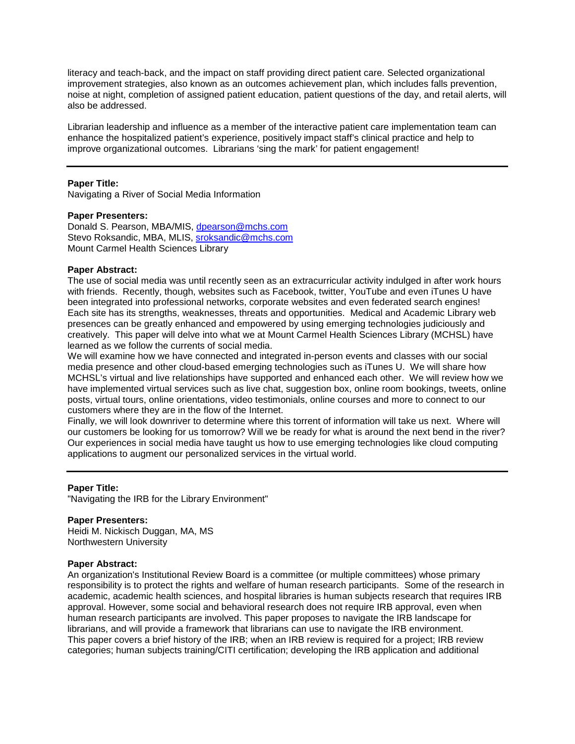literacy and teach-back, and the impact on staff providing direct patient care. Selected organizational improvement strategies, also known as an outcomes achievement plan, which includes falls prevention, noise at night, completion of assigned patient education, patient questions of the day, and retail alerts, will also be addressed.

Librarian leadership and influence as a member of the interactive patient care implementation team can enhance the hospitalized patient's experience, positively impact staff's clinical practice and help to improve organizational outcomes. Librarians 'sing the mark' for patient engagement!

---

**Paper Title:**
Navigating a River of Social Media Information

**Paper Presenters:**
Donald S. Pearson, MBA/MIS, dpearson@mchs.com
Stevo Roksandic, MBA, MLIS, sroksandic@mchs.com
Mount Carmel Health Sciences Library

**Paper Abstract:**
The use of social media was until recently seen as an extracurricular activity indulged in after work hours with friends. Recently, though, websites such as Facebook, twitter, YouTube and even iTunes U have been integrated into professional networks, corporate websites and even federated search engines! Each site has its strengths, weaknesses, threats and opportunities. Medical and Academic Library web presences can be greatly enhanced and empowered by using emerging technologies judiciously and creatively. This paper will delve into what we at Mount Carmel Health Sciences Library (MCHSL) have learned as we follow the currents of social media.
We will examine how we have connected and integrated in-person events and classes with our social media presence and other cloud-based emerging technologies such as iTunes U. We will share how MCHSL's virtual and live relationships have supported and enhanced each other. We will review how we have implemented virtual services such as live chat, suggestion box, online room bookings, tweets, online posts, virtual tours, online orientations, video testimonials, online courses and more to connect to our customers where they are in the flow of the Internet.
Finally, we will look downriver to determine where this torrent of information will take us next. Where will our customers be looking for us tomorrow? Will we be ready for what is around the next bend in the river? Our experiences in social media have taught us how to use emerging technologies like cloud computing applications to augment our personalized services in the virtual world.

---

**Paper Title:**
"Navigating the IRB for the Library Environment"

**Paper Presenters:**
Heidi M. Nickisch Duggan, MA, MS
Northwestern University

**Paper Abstract:**
An organization's Institutional Review Board is a committee (or multiple committees) whose primary responsibility is to protect the rights and welfare of human research participants. Some of the research in academic, academic health sciences, and hospital libraries is human subjects research that requires IRB approval. However, some social and behavioral research does not require IRB approval, even when human research participants are involved. This paper proposes to navigate the IRB landscape for librarians, and will provide a framework that librarians can use to navigate the IRB environment.
This paper covers a brief history of the IRB; when an IRB review is required for a project; IRB review categories; human subjects training/CITI certification; developing the IRB application and additional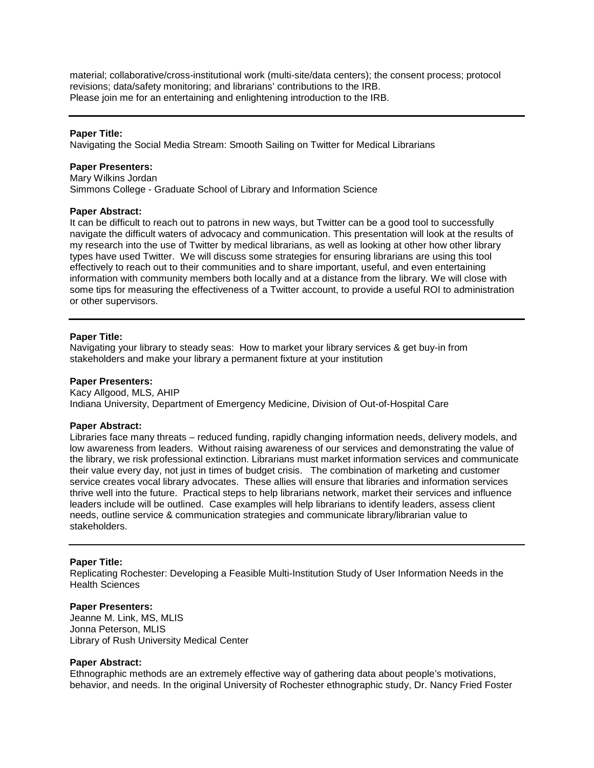material; collaborative/cross-institutional work (multi-site/data centers); the consent process; protocol revisions; data/safety monitoring; and librarians' contributions to the IRB.
Please join me for an entertaining and enlightening introduction to the IRB.

---

**Paper Title:**
Navigating the Social Media Stream: Smooth Sailing on Twitter for Medical Librarians

**Paper Presenters:**
Mary Wilkins Jordan
Simmons College - Graduate School of Library and Information Science

**Paper Abstract:**
It can be difficult to reach out to patrons in new ways, but Twitter can be a good tool to successfully navigate the difficult waters of advocacy and communication. This presentation will look at the results of my research into the use of Twitter by medical librarians, as well as looking at other how other library types have used Twitter. We will discuss some strategies for ensuring librarians are using this tool effectively to reach out to their communities and to share important, useful, and even entertaining information with community members both locally and at a distance from the library. We will close with some tips for measuring the effectiveness of a Twitter account, to provide a useful ROI to administration or other supervisors.

---

**Paper Title:**
Navigating your library to steady seas: How to market your library services & get buy-in from stakeholders and make your library a permanent fixture at your institution

**Paper Presenters:**
Kacy Allgood, MLS, AHIP
Indiana University, Department of Emergency Medicine, Division of Out-of-Hospital Care

**Paper Abstract:**
Libraries face many threats – reduced funding, rapidly changing information needs, delivery models, and low awareness from leaders. Without raising awareness of our services and demonstrating the value of the library, we risk professional extinction. Librarians must market information services and communicate their value every day, not just in times of budget crisis. The combination of marketing and customer service creates vocal library advocates. These allies will ensure that libraries and information services thrive well into the future. Practical steps to help librarians network, market their services and influence leaders include will be outlined. Case examples will help librarians to identify leaders, assess client needs, outline service & communication strategies and communicate library/librarian value to stakeholders.

---

**Paper Title:**
Replicating Rochester: Developing a Feasible Multi-Institution Study of User Information Needs in the Health Sciences

**Paper Presenters:**
Jeanne M. Link, MS, MLIS
Jonna Peterson, MLIS
Library of Rush University Medical Center

**Paper Abstract:**
Ethnographic methods are an extremely effective way of gathering data about people's motivations, behavior, and needs. In the original University of Rochester ethnographic study, Dr. Nancy Fried Foster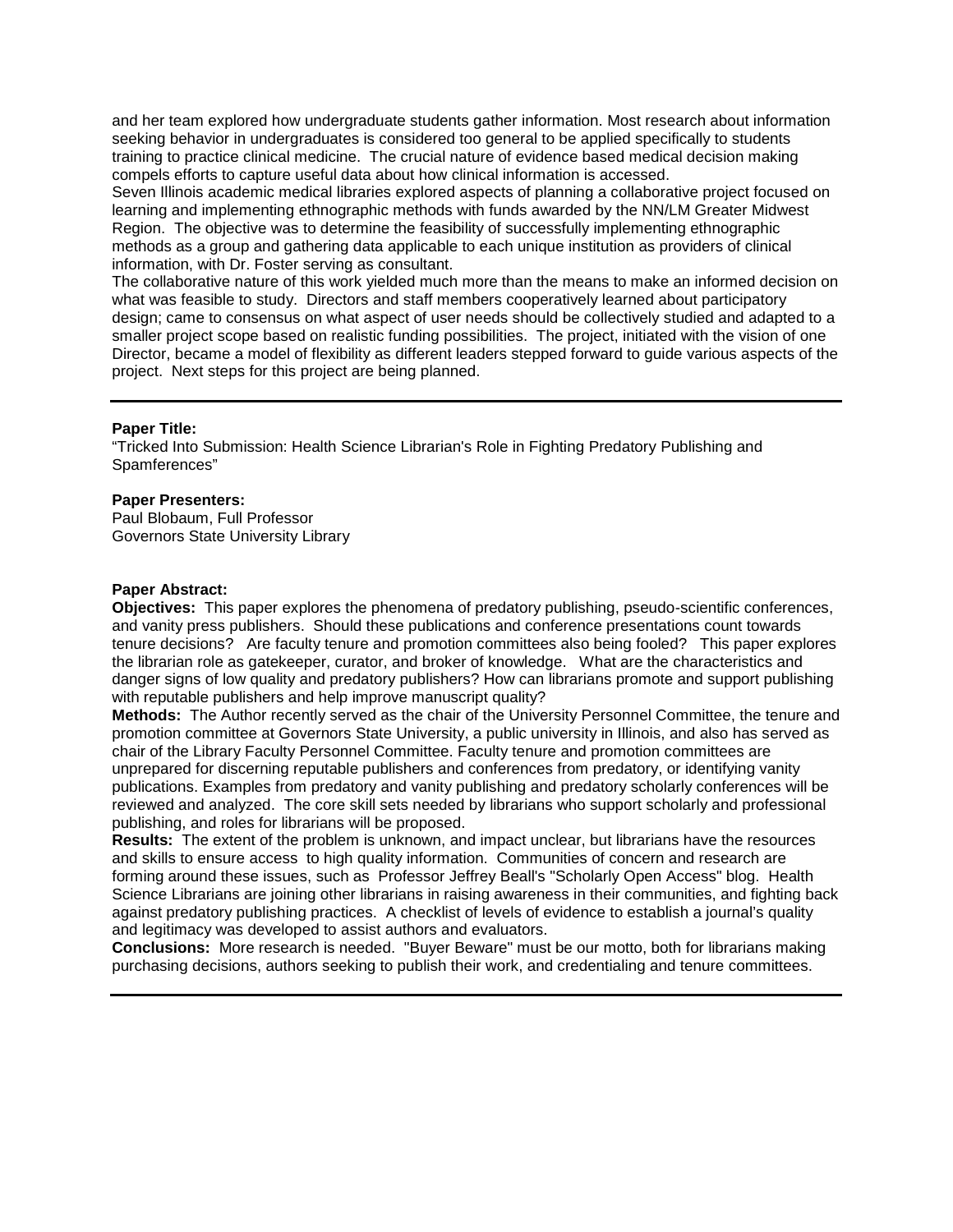and her team explored how undergraduate students gather information. Most research about information seeking behavior in undergraduates is considered too general to be applied specifically to students training to practice clinical medicine. The crucial nature of evidence based medical decision making compels efforts to capture useful data about how clinical information is accessed.

Seven Illinois academic medical libraries explored aspects of planning a collaborative project focused on learning and implementing ethnographic methods with funds awarded by the NN/LM Greater Midwest Region. The objective was to determine the feasibility of successfully implementing ethnographic methods as a group and gathering data applicable to each unique institution as providers of clinical information, with Dr. Foster serving as consultant.

The collaborative nature of this work yielded much more than the means to make an informed decision on what was feasible to study. Directors and staff members cooperatively learned about participatory design; came to consensus on what aspect of user needs should be collectively studied and adapted to a smaller project scope based on realistic funding possibilities. The project, initiated with the vision of one Director, became a model of flexibility as different leaders stepped forward to guide various aspects of the project. Next steps for this project are being planned.

---

**Paper Title:**
"Tricked Into Submission: Health Science Librarian's Role in Fighting Predatory Publishing and Spamferences"

**Paper Presenters:**
Paul Blobaum, Full Professor
Governors State University Library

**Paper Abstract:**

**Objectives:** This paper explores the phenomena of predatory publishing, pseudo-scientific conferences, and vanity press publishers. Should these publications and conference presentations count towards tenure decisions? Are faculty tenure and promotion committees also being fooled? This paper explores the librarian role as gatekeeper, curator, and broker of knowledge. What are the characteristics and danger signs of low quality and predatory publishers? How can librarians promote and support publishing with reputable publishers and help improve manuscript quality?

**Methods:** The Author recently served as the chair of the University Personnel Committee, the tenure and promotion committee at Governors State University, a public university in Illinois, and also has served as chair of the Library Faculty Personnel Committee. Faculty tenure and promotion committees are unprepared for discerning reputable publishers and conferences from predatory, or identifying vanity publications. Examples from predatory and vanity publishing and predatory scholarly conferences will be reviewed and analyzed. The core skill sets needed by librarians who support scholarly and professional publishing, and roles for librarians will be proposed.

**Results:** The extent of the problem is unknown, and impact unclear, but librarians have the resources and skills to ensure access to high quality information. Communities of concern and research are forming around these issues, such as Professor Jeffrey Beall's "Scholarly Open Access" blog. Health Science Librarians are joining other librarians in raising awareness in their communities, and fighting back against predatory publishing practices. A checklist of levels of evidence to establish a journal's quality and legitimacy was developed to assist authors and evaluators.

**Conclusions:** More research is needed. "Buyer Beware" must be our motto, both for librarians making purchasing decisions, authors seeking to publish their work, and credentialing and tenure committees.

---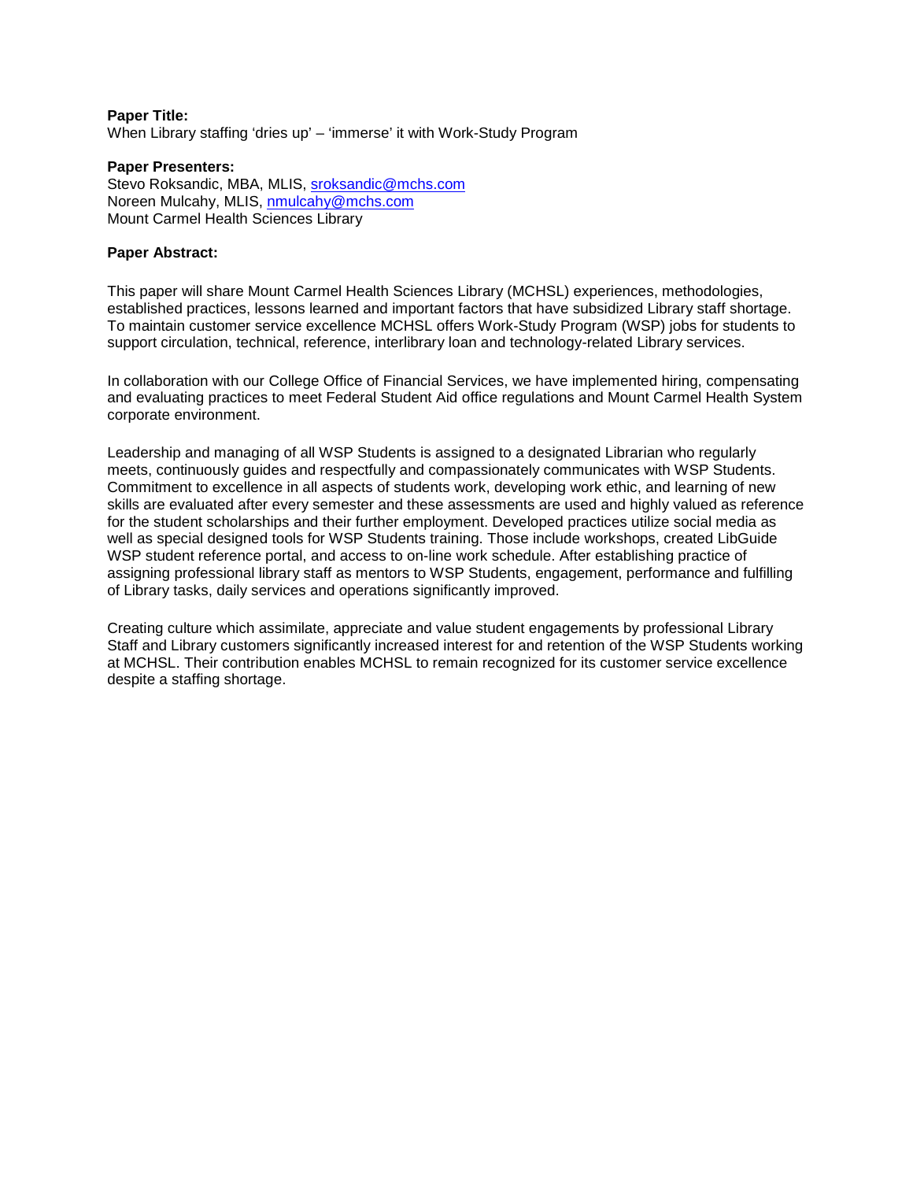**Paper Title:**
When Library staffing 'dries up' – 'immerse' it with Work-Study Program

**Paper Presenters:**
Stevo Roksandic, MBA, MLIS, sroksandic@mchs.com
Noreen Mulcahy, MLIS, nmulcahy@mchs.com
Mount Carmel Health Sciences Library

**Paper Abstract:**

This paper will share Mount Carmel Health Sciences Library (MCHSL) experiences, methodologies, established practices, lessons learned and important factors that have subsidized Library staff shortage. To maintain customer service excellence MCHSL offers Work-Study Program (WSP) jobs for students to support circulation, technical, reference, interlibrary loan and technology-related Library services.

In collaboration with our College Office of Financial Services, we have implemented hiring, compensating and evaluating practices to meet Federal Student Aid office regulations and Mount Carmel Health System corporate environment.

Leadership and managing of all WSP Students is assigned to a designated Librarian who regularly meets, continuously guides and respectfully and compassionately communicates with WSP Students. Commitment to excellence in all aspects of students work, developing work ethic, and learning of new skills are evaluated after every semester and these assessments are used and highly valued as reference for the student scholarships and their further employment. Developed practices utilize social media as well as special designed tools for WSP Students training. Those include workshops, created LibGuide WSP student reference portal, and access to on-line work schedule. After establishing practice of assigning professional library staff as mentors to WSP Students, engagement, performance and fulfilling of Library tasks, daily services and operations significantly improved.

Creating culture which assimilate, appreciate and value student engagements by professional Library Staff and Library customers significantly increased interest for and retention of the WSP Students working at MCHSL. Their contribution enables MCHSL to remain recognized for its customer service excellence despite a staffing shortage.